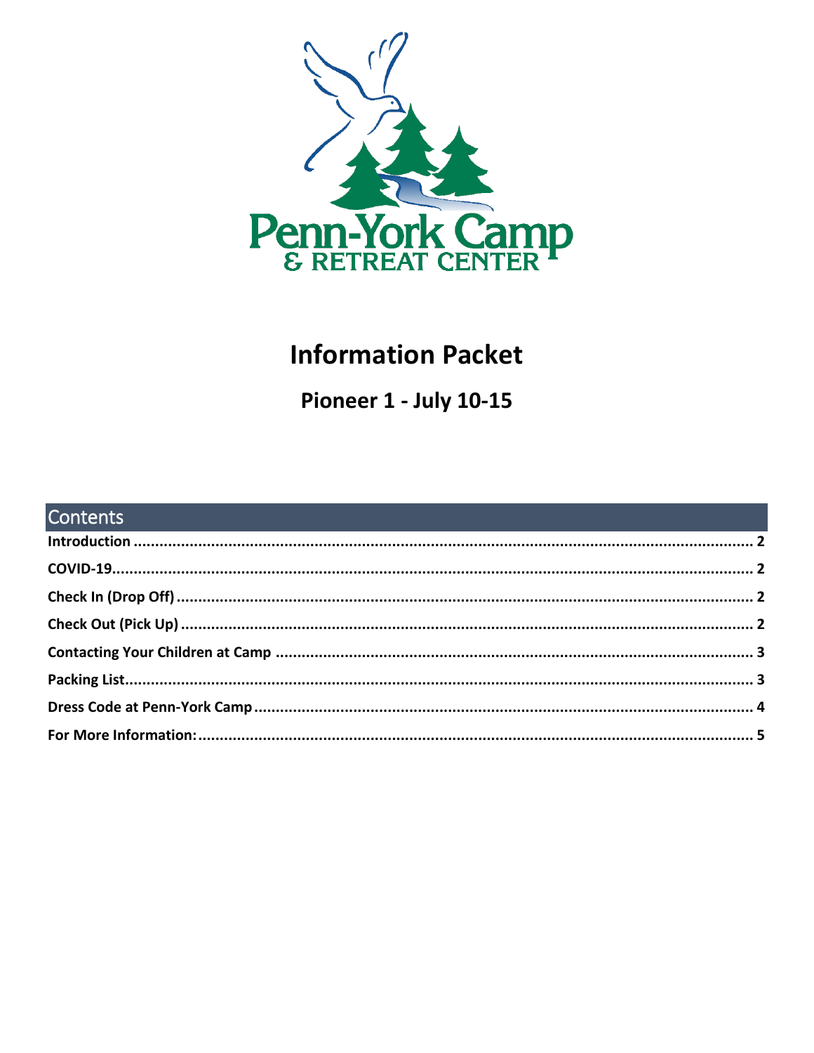Penn-York Camp & Retreat Center

# Information Packet

## Pioneer 1 - July 10-15

## Contents

**Introduction** ........................................................................ 2

**COVID-19** ........................................................................ 2

**Check In (Drop Off)** ........................................................................ 2

**Check Out (Pick Up)** ........................................................................ 2

**Contacting Your Children at Camp** ........................................................................ 3

**Packing List** ........................................................................ 3

**Dress Code at Penn-York Camp** ........................................................................ 4

**For More Information:** ........................................................................ 5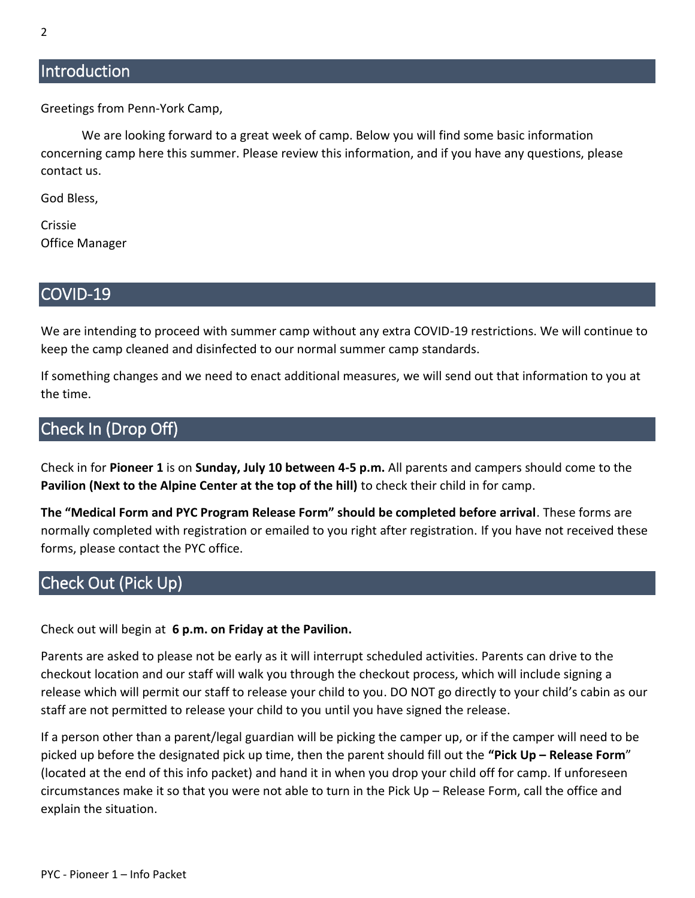## Introduction

Greetings from Penn-York Camp,

We are looking forward to a great week of camp. Below you will find some basic information concerning camp here this summer. Please review this information, and if you have any questions, please contact us.

God Bless,

Crissie
Office Manager

## COVID-19

We are intending to proceed with summer camp without any extra COVID-19 restrictions. We will continue to keep the camp cleaned and disinfected to our normal summer camp standards.

If something changes and we need to enact additional measures, we will send out that information to you at the time.

## Check In (Drop Off)

Check in for **Pioneer 1** is on **Sunday, July 10 between 4-5 p.m.** All parents and campers should come to the **Pavilion (Next to the Alpine Center at the top of the hill)** to check their child in for camp.

**The "Medical Form and PYC Program Release Form" should be completed before arrival**. These forms are normally completed with registration or emailed to you right after registration. If you have not received these forms, please contact the PYC office.

## Check Out (Pick Up)

Check out will begin at **6 p.m. on Friday at the Pavilion.**

Parents are asked to please not be early as it will interrupt scheduled activities. Parents can drive to the checkout location and our staff will walk you through the checkout process, which will include signing a release which will permit our staff to release your child to you. DO NOT go directly to your child's cabin as our staff are not permitted to release your child to you until you have signed the release.

If a person other than a parent/legal guardian will be picking the camper up, or if the camper will need to be picked up before the designated pick up time, then the parent should fill out the **"Pick Up – Release Form"** (located at the end of this info packet) and hand it in when you drop your child off for camp. If unforeseen circumstances make it so that you were not able to turn in the Pick Up – Release Form, call the office and explain the situation.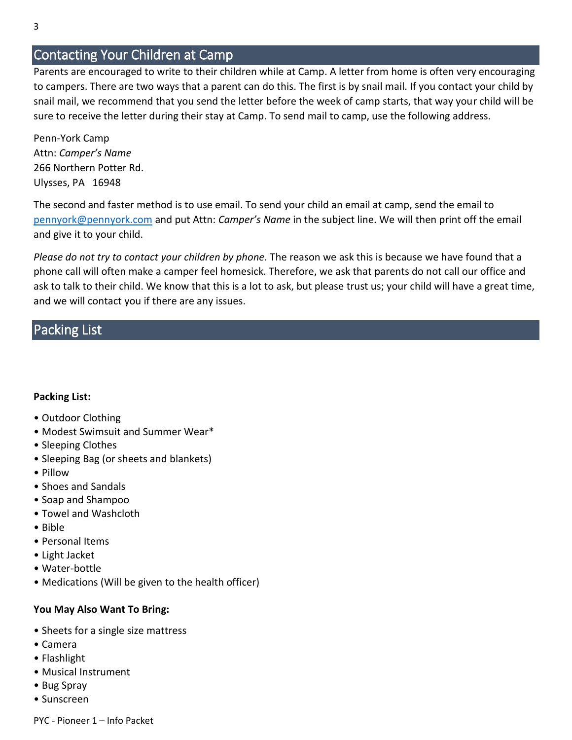## Contacting Your Children at Camp

Parents are encouraged to write to their children while at Camp. A letter from home is often very encouraging to campers. There are two ways that a parent can do this. The first is by snail mail. If you contact your child by snail mail, we recommend that you send the letter before the week of camp starts, that way your child will be sure to receive the letter during their stay at Camp. To send mail to camp, use the following address.

Penn-York Camp
Attn: *Camper's Name*
266 Northern Potter Rd.
Ulysses, PA 16948

The second and faster method is to use email. To send your child an email at camp, send the email to [pennyork@pennyork.com](mailto:pennyork@pennyork.com) and put Attn: *Camper's Name* in the subject line. We will then print off the email and give it to your child.

*Please do not try to contact your children by phone.* The reason we ask this is because we have found that a phone call will often make a camper feel homesick. Therefore, we ask that parents do not call our office and ask to talk to their child. We know that this is a lot to ask, but please trust us; your child will have a great time, and we will contact you if there are any issues.

## Packing List

**Packing List:**

- Outdoor Clothing
- Modest Swimsuit and Summer Wear*
- Sleeping Clothes
- Sleeping Bag (or sheets and blankets)
- Pillow
- Shoes and Sandals
- Soap and Shampoo
- Towel and Washcloth
- Bible
- Personal Items
- Light Jacket
- Water-bottle
- Medications (Will be given to the health officer)

**You May Also Want To Bring:**

- Sheets for a single size mattress
- Camera
- Flashlight
- Musical Instrument
- Bug Spray
- Sunscreen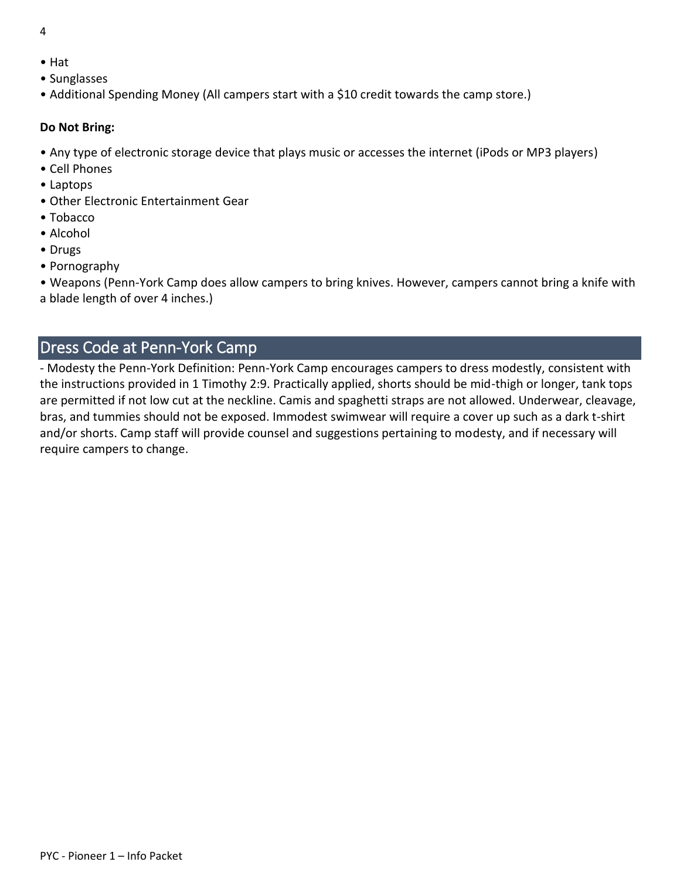- Hat
- Sunglasses
- Additional Spending Money (All campers start with a $10 credit towards the camp store.)

**Do Not Bring:**

- Any type of electronic storage device that plays music or accesses the internet (iPods or MP3 players)
- Cell Phones
- Laptops
- Other Electronic Entertainment Gear
- Tobacco
- Alcohol
- Drugs
- Pornography
- Weapons (Penn-York Camp does allow campers to bring knives. However, campers cannot bring a knife with a blade length of over 4 inches.)

## Dress Code at Penn-York Camp

- Modesty the Penn-York Definition: Penn-York Camp encourages campers to dress modestly, consistent with the instructions provided in 1 Timothy 2:9. Practically applied, shorts should be mid-thigh or longer, tank tops are permitted if not low cut at the neckline. Camis and spaghetti straps are not allowed. Underwear, cleavage, bras, and tummies should not be exposed. Immodest swimwear will require a cover up such as a dark t-shirt and/or shorts. Camp staff will provide counsel and suggestions pertaining to modesty, and if necessary will require campers to change.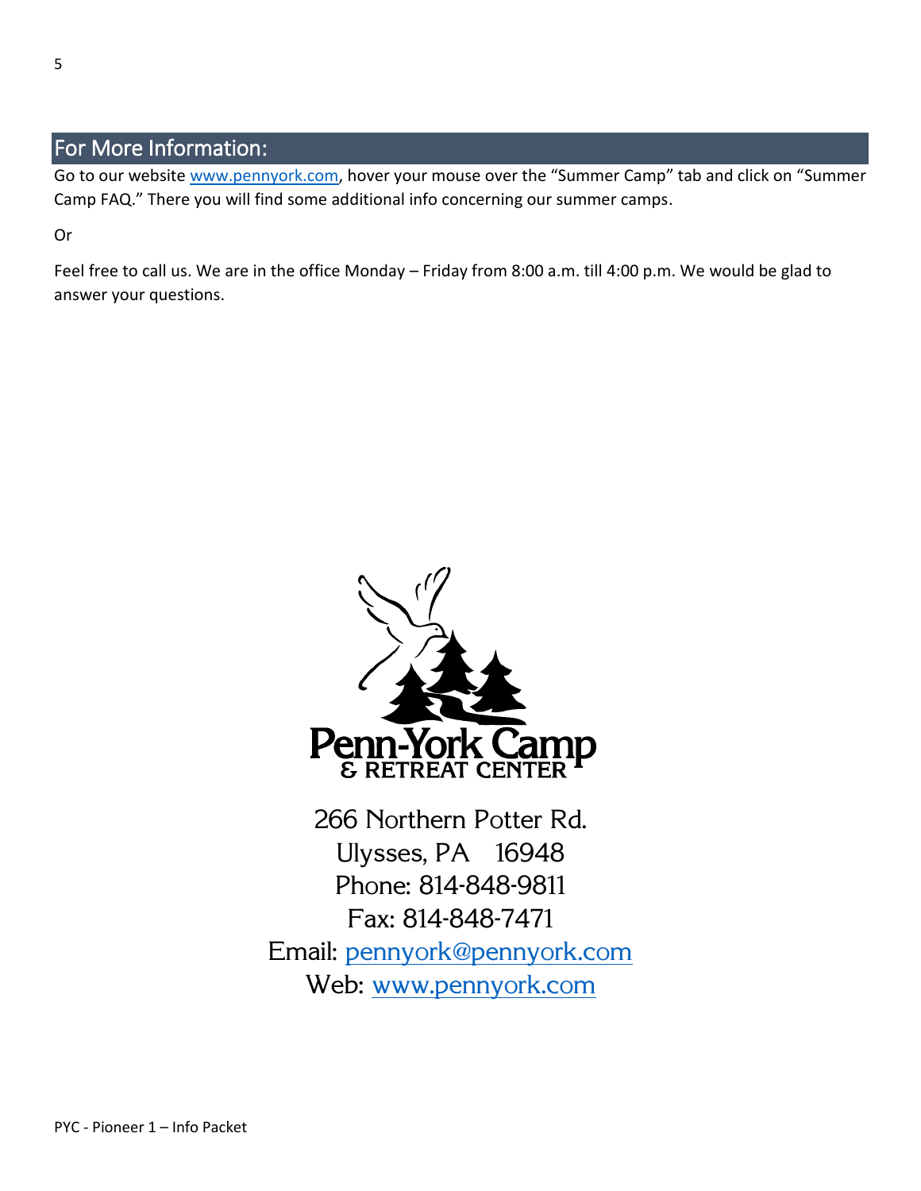## For More Information:

Go to our website www.pennyork.com, hover your mouse over the "Summer Camp" tab and click on "Summer Camp FAQ." There you will find some additional info concerning our summer camps.

Or

Feel free to call us. We are in the office Monday – Friday from 8:00 a.m. till 4:00 p.m. We would be glad to answer your questions.

Penn-York Camp & Retreat Center

266 Northern Potter Rd.
Ulysses, PA 16948
Phone: 814-848-9811
Fax: 814-848-7471
Email: pennyork@pennyork.com
Web: www.pennyork.com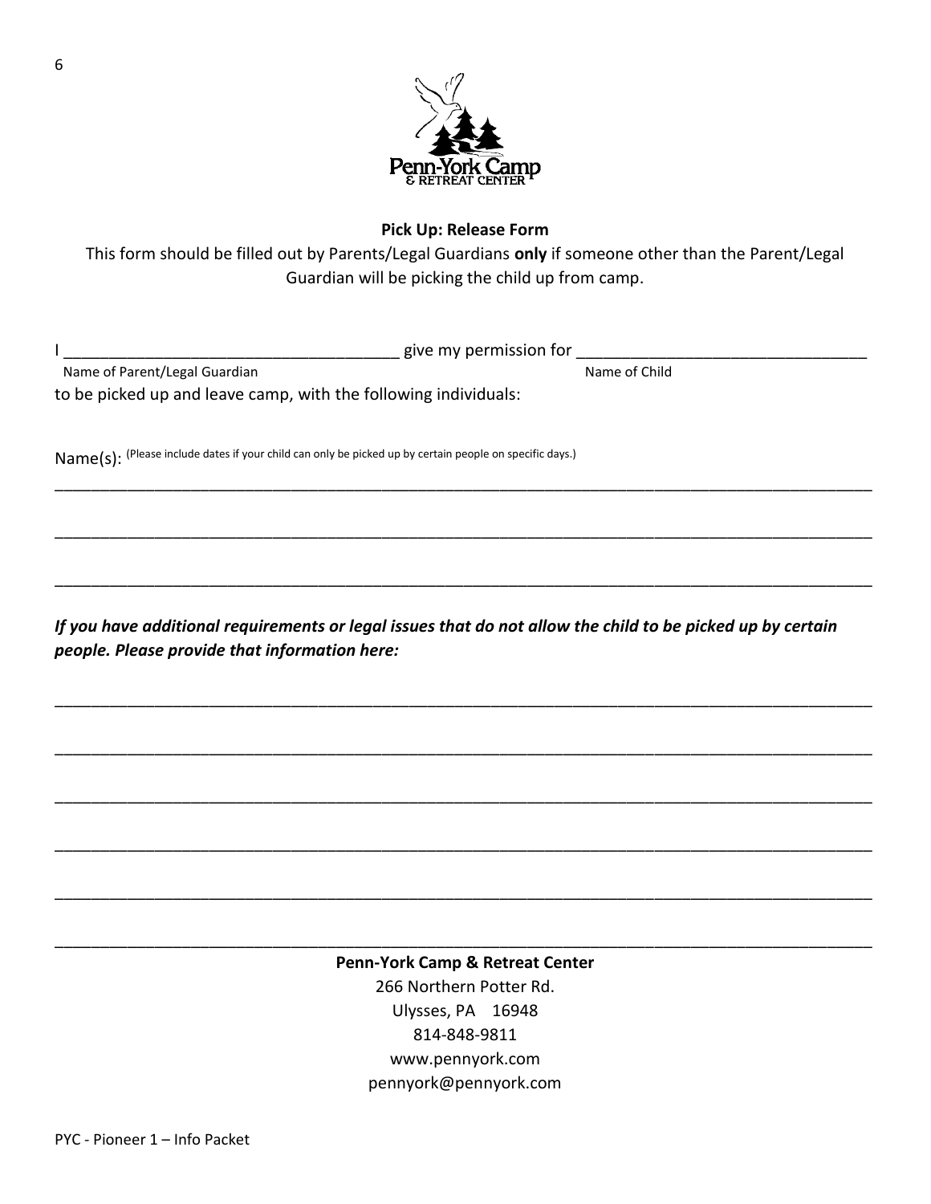## Pick Up: Release Form

This form should be filled out by Parents/Legal Guardians **only** if someone other than the Parent/Legal Guardian will be picking the child up from camp.

I _____________________________________ give my permission for _______________________________

Name of Parent/Legal Guardian Name of Child

to be picked up and leave camp, with the following individuals:

Name(s): (Please include dates if your child can only be picked up by certain people on specific days.)

_____________________________________________________________________________________________

_____________________________________________________________________________________________

_____________________________________________________________________________________________

***If you have additional requirements or legal issues that do not allow the child to be picked up by certain people. Please provide that information here:***

_____________________________________________________________________________________________

_____________________________________________________________________________________________

_____________________________________________________________________________________________

_____________________________________________________________________________________________

_____________________________________________________________________________________________

_____________________________________________________________________________________________

**Penn-York Camp & Retreat Center**
266 Northern Potter Rd.
Ulysses, PA 16948
814-848-9811
www.pennyork.com
pennyork@pennyork.com